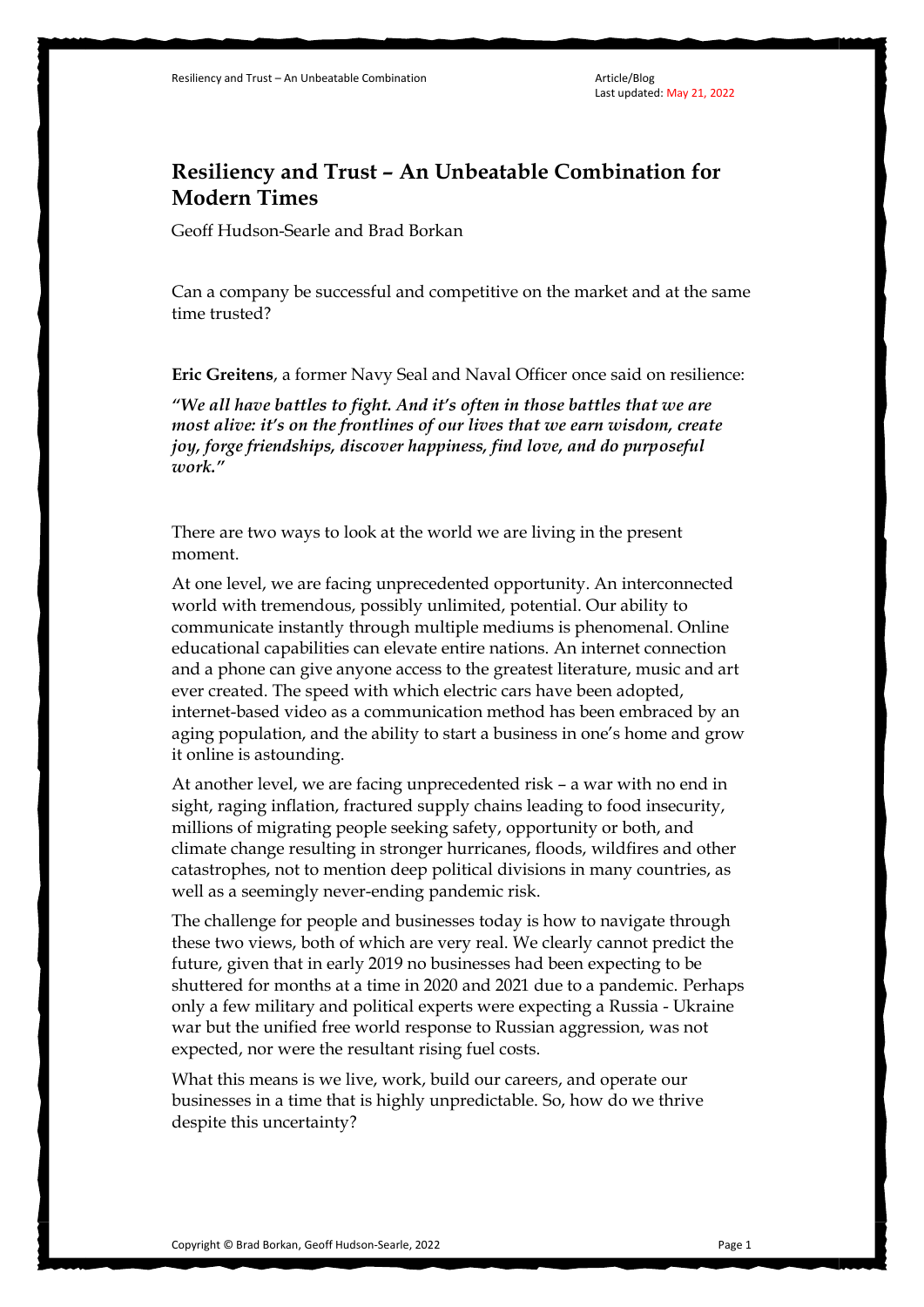# Resiliency and Trust – An Unbeatable Combination for Modern Times

Geoff Hudson-Searle and Brad Borkan

Can a company be successful and competitive on the market and at the same time trusted?

**Eric Greitens**, a former Navy Seal and Naval Officer once said on resilience:

***"We all have battles to fight. And it's often in those battles that we are most alive: it's on the frontlines of our lives that we earn wisdom, create joy, forge friendships, discover happiness, find love, and do purposeful work."***

There are two ways to look at the world we are living in the present moment.

At one level, we are facing unprecedented opportunity. An interconnected world with tremendous, possibly unlimited, potential. Our ability to communicate instantly through multiple mediums is phenomenal. Online educational capabilities can elevate entire nations. An internet connection and a phone can give anyone access to the greatest literature, music and art ever created. The speed with which electric cars have been adopted, internet-based video as a communication method has been embraced by an aging population, and the ability to start a business in one's home and grow it online is astounding.

At another level, we are facing unprecedented risk – a war with no end in sight, raging inflation, fractured supply chains leading to food insecurity, millions of migrating people seeking safety, opportunity or both, and climate change resulting in stronger hurricanes, floods, wildfires and other catastrophes, not to mention deep political divisions in many countries, as well as a seemingly never-ending pandemic risk.

The challenge for people and businesses today is how to navigate through these two views, both of which are very real. We clearly cannot predict the future, given that in early 2019 no businesses had been expecting to be shuttered for months at a time in 2020 and 2021 due to a pandemic. Perhaps only a few military and political experts were expecting a Russia - Ukraine war but the unified free world response to Russian aggression, was not expected, nor were the resultant rising fuel costs.

What this means is we live, work, build our careers, and operate our businesses in a time that is highly unpredictable. So, how do we thrive despite this uncertainty?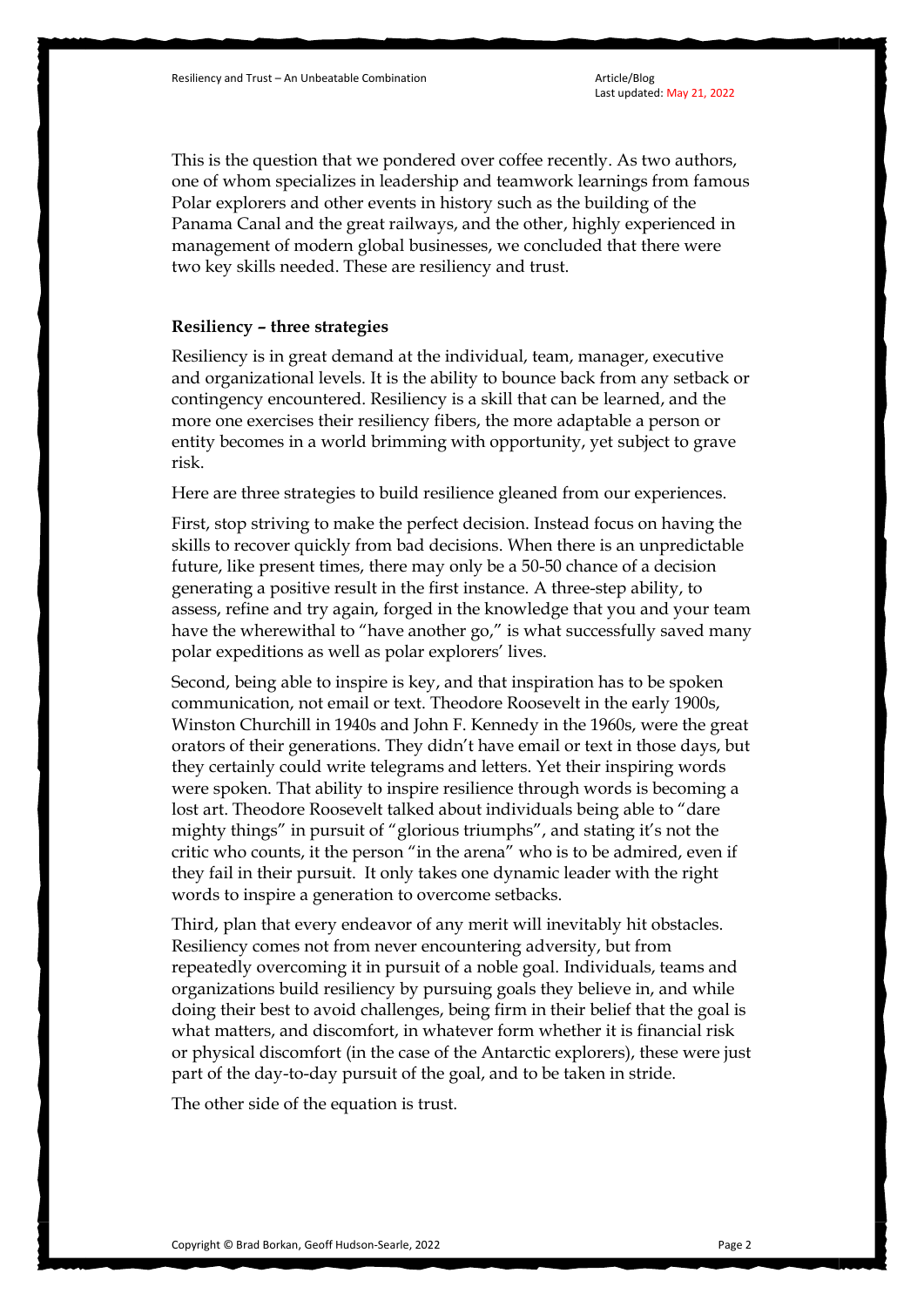This is the question that we pondered over coffee recently. As two authors, one of whom specializes in leadership and teamwork learnings from famous Polar explorers and other events in history such as the building of the Panama Canal and the great railways, and the other, highly experienced in management of modern global businesses, we concluded that there were two key skills needed. These are resiliency and trust.

**Resiliency – three strategies**

Resiliency is in great demand at the individual, team, manager, executive and organizational levels. It is the ability to bounce back from any setback or contingency encountered. Resiliency is a skill that can be learned, and the more one exercises their resiliency fibers, the more adaptable a person or entity becomes in a world brimming with opportunity, yet subject to grave risk.

Here are three strategies to build resilience gleaned from our experiences.

First, stop striving to make the perfect decision. Instead focus on having the skills to recover quickly from bad decisions. When there is an unpredictable future, like present times, there may only be a 50-50 chance of a decision generating a positive result in the first instance. A three-step ability, to assess, refine and try again, forged in the knowledge that you and your team have the wherewithal to "have another go," is what successfully saved many polar expeditions as well as polar explorers' lives.

Second, being able to inspire is key, and that inspiration has to be spoken communication, not email or text. Theodore Roosevelt in the early 1900s, Winston Churchill in 1940s and John F. Kennedy in the 1960s, were the great orators of their generations. They didn't have email or text in those days, but they certainly could write telegrams and letters. Yet their inspiring words were spoken. That ability to inspire resilience through words is becoming a lost art. Theodore Roosevelt talked about individuals being able to "dare mighty things" in pursuit of "glorious triumphs", and stating it's not the critic who counts, it the person "in the arena" who is to be admired, even if they fail in their pursuit. It only takes one dynamic leader with the right words to inspire a generation to overcome setbacks.

Third, plan that every endeavor of any merit will inevitably hit obstacles. Resiliency comes not from never encountering adversity, but from repeatedly overcoming it in pursuit of a noble goal. Individuals, teams and organizations build resiliency by pursuing goals they believe in, and while doing their best to avoid challenges, being firm in their belief that the goal is what matters, and discomfort, in whatever form whether it is financial risk or physical discomfort (in the case of the Antarctic explorers), these were just part of the day-to-day pursuit of the goal, and to be taken in stride.

The other side of the equation is trust.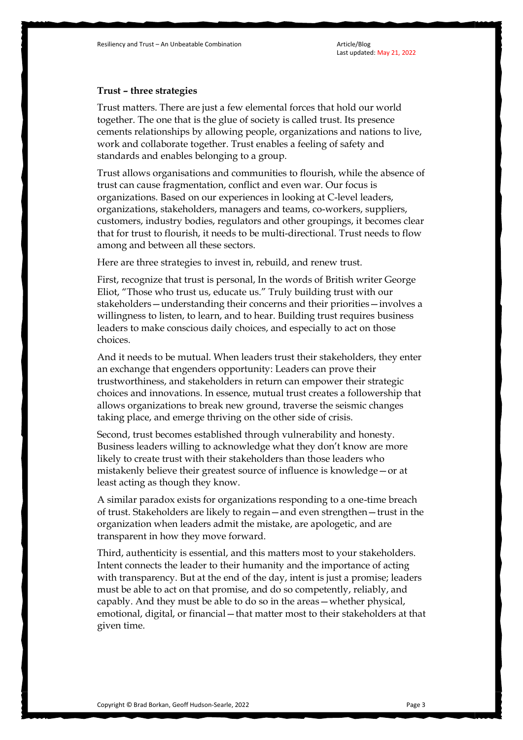**Trust – three strategies**

Trust matters. There are just a few elemental forces that hold our world together. The one that is the glue of society is called trust. Its presence cements relationships by allowing people, organizations and nations to live, work and collaborate together. Trust enables a feeling of safety and standards and enables belonging to a group.

Trust allows organisations and communities to flourish, while the absence of trust can cause fragmentation, conflict and even war. Our focus is organizations. Based on our experiences in looking at C-level leaders, organizations, stakeholders, managers and teams, co-workers, suppliers, customers, industry bodies, regulators and other groupings, it becomes clear that for trust to flourish, it needs to be multi-directional. Trust needs to flow among and between all these sectors.

Here are three strategies to invest in, rebuild, and renew trust.

First, recognize that trust is personal, In the words of British writer George Eliot, "Those who trust us, educate us." Truly building trust with our stakeholders—understanding their concerns and their priorities—involves a willingness to listen, to learn, and to hear. Building trust requires business leaders to make conscious daily choices, and especially to act on those choices.

And it needs to be mutual. When leaders trust their stakeholders, they enter an exchange that engenders opportunity: Leaders can prove their trustworthiness, and stakeholders in return can empower their strategic choices and innovations. In essence, mutual trust creates a followership that allows organizations to break new ground, traverse the seismic changes taking place, and emerge thriving on the other side of crisis.

Second, trust becomes established through vulnerability and honesty. Business leaders willing to acknowledge what they don't know are more likely to create trust with their stakeholders than those leaders who mistakenly believe their greatest source of influence is knowledge—or at least acting as though they know.

A similar paradox exists for organizations responding to a one-time breach of trust. Stakeholders are likely to regain—and even strengthen—trust in the organization when leaders admit the mistake, are apologetic, and are transparent in how they move forward.

Third, authenticity is essential, and this matters most to your stakeholders. Intent connects the leader to their humanity and the importance of acting with transparency. But at the end of the day, intent is just a promise; leaders must be able to act on that promise, and do so competently, reliably, and capably. And they must be able to do so in the areas—whether physical, emotional, digital, or financial—that matter most to their stakeholders at that given time.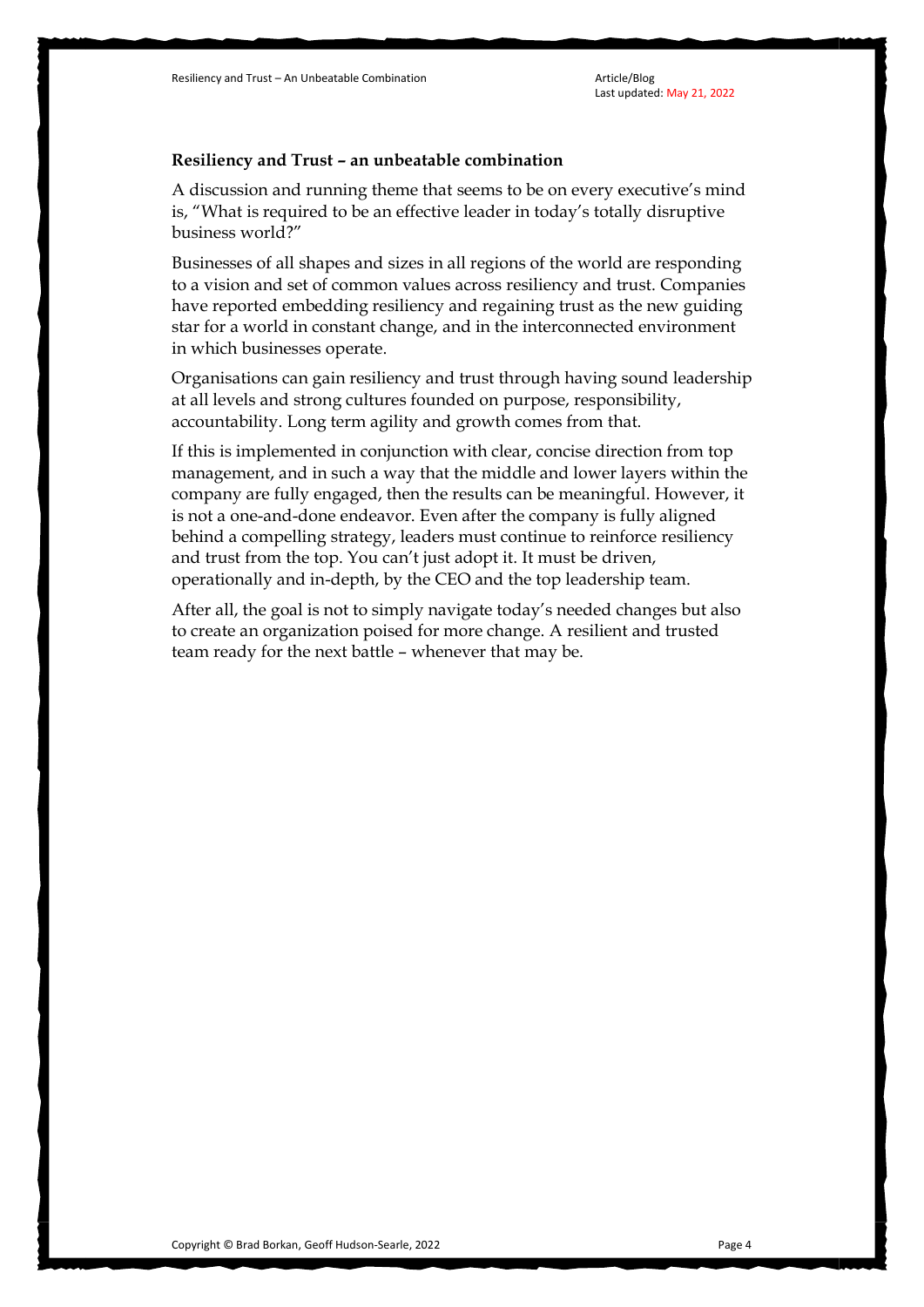**Resiliency and Trust – an unbeatable combination**

A discussion and running theme that seems to be on every executive's mind is, "What is required to be an effective leader in today's totally disruptive business world?"

Businesses of all shapes and sizes in all regions of the world are responding to a vision and set of common values across resiliency and trust. Companies have reported embedding resiliency and regaining trust as the new guiding star for a world in constant change, and in the interconnected environment in which businesses operate.

Organisations can gain resiliency and trust through having sound leadership at all levels and strong cultures founded on purpose, responsibility, accountability. Long term agility and growth comes from that.

If this is implemented in conjunction with clear, concise direction from top management, and in such a way that the middle and lower layers within the company are fully engaged, then the results can be meaningful. However, it is not a one-and-done endeavor. Even after the company is fully aligned behind a compelling strategy, leaders must continue to reinforce resiliency and trust from the top. You can't just adopt it. It must be driven, operationally and in-depth, by the CEO and the top leadership team.

After all, the goal is not to simply navigate today's needed changes but also to create an organization poised for more change. A resilient and trusted team ready for the next battle – whenever that may be.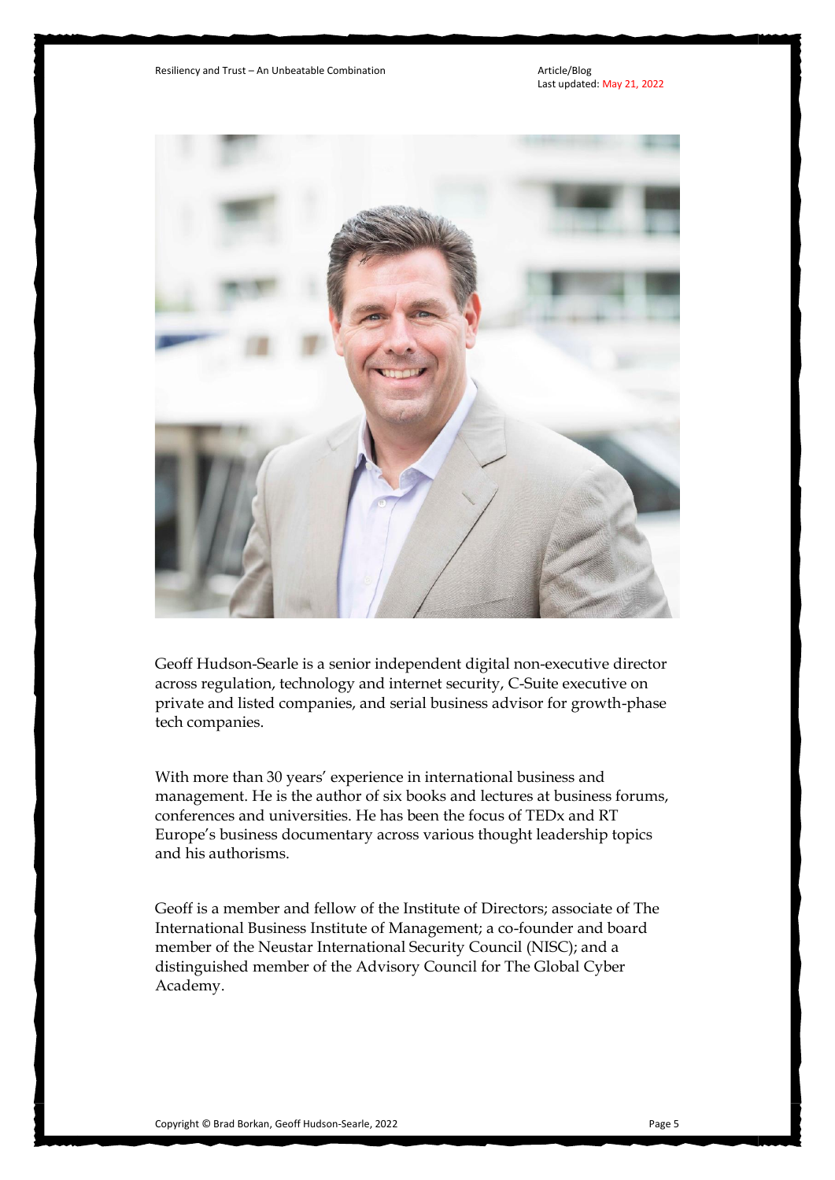Geoff Hudson-Searle is a senior independent digital non-executive director across regulation, technology and internet security, C-Suite executive on private and listed companies, and serial business advisor for growth-phase tech companies.

With more than 30 years' experience in international business and management. He is the author of six books and lectures at business forums, conferences and universities. He has been the focus of TEDx and RT Europe's business documentary across various thought leadership topics and his authorisms.

Geoff is a member and fellow of the Institute of Directors; associate of The International Business Institute of Management; a co-founder and board member of the Neustar International Security Council (NISC); and a distinguished member of the Advisory Council for The Global Cyber Academy.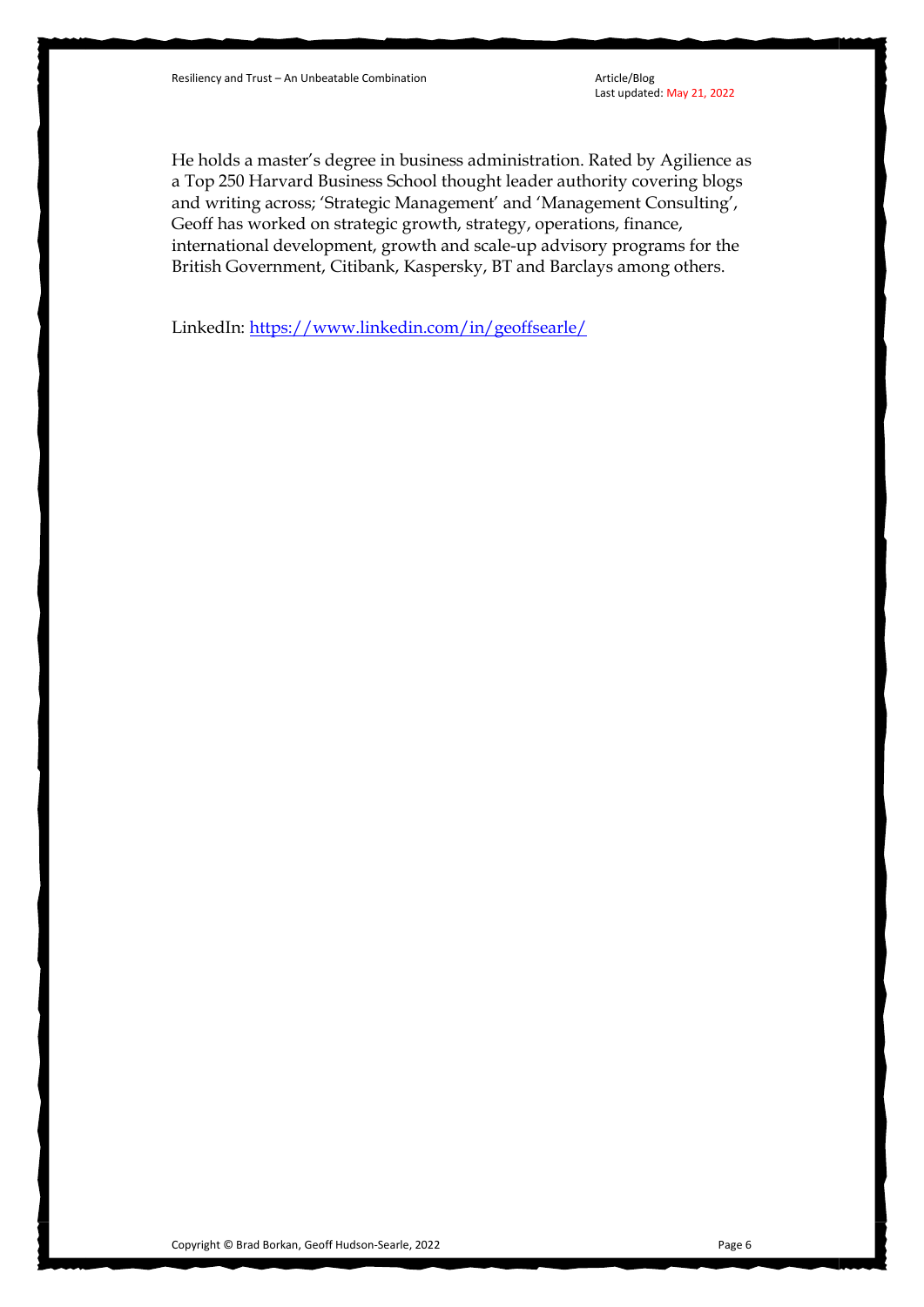He holds a master's degree in business administration. Rated by Agilience as a Top 250 Harvard Business School thought leader authority covering blogs and writing across; 'Strategic Management' and 'Management Consulting', Geoff has worked on strategic growth, strategy, operations, finance, international development, growth and scale-up advisory programs for the British Government, Citibank, Kaspersky, BT and Barclays among others.

LinkedIn: [https://www.linkedin.com/in/geoffsearle/](https://www.linkedin.com/in/geoffsearle/)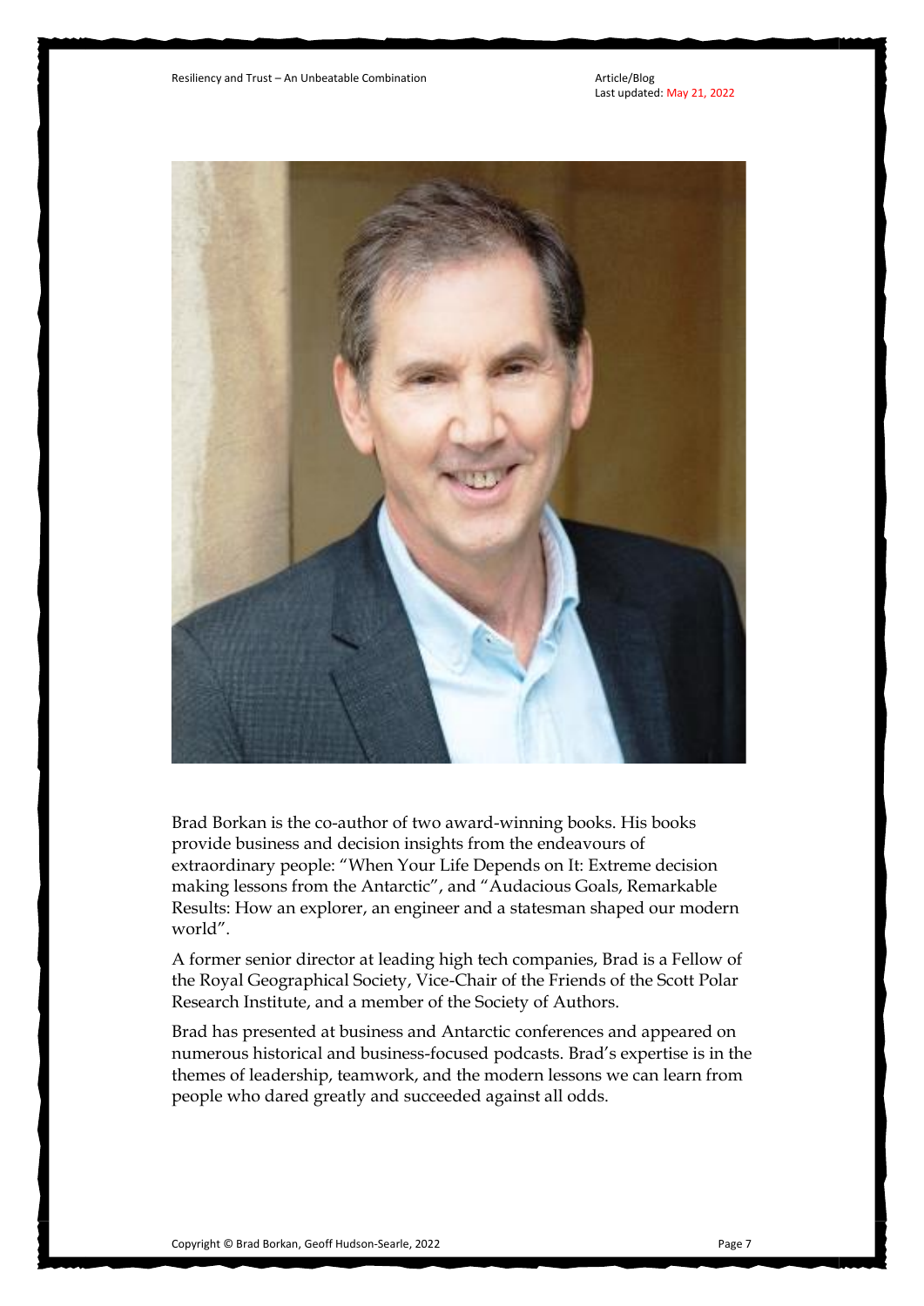Brad Borkan is the co-author of two award-winning books. His books provide business and decision insights from the endeavours of extraordinary people: "When Your Life Depends on It: Extreme decision making lessons from the Antarctic", and "Audacious Goals, Remarkable Results: How an explorer, an engineer and a statesman shaped our modern world".

A former senior director at leading high tech companies, Brad is a Fellow of the Royal Geographical Society, Vice-Chair of the Friends of the Scott Polar Research Institute, and a member of the Society of Authors.

Brad has presented at business and Antarctic conferences and appeared on numerous historical and business-focused podcasts. Brad's expertise is in the themes of leadership, teamwork, and the modern lessons we can learn from people who dared greatly and succeeded against all odds.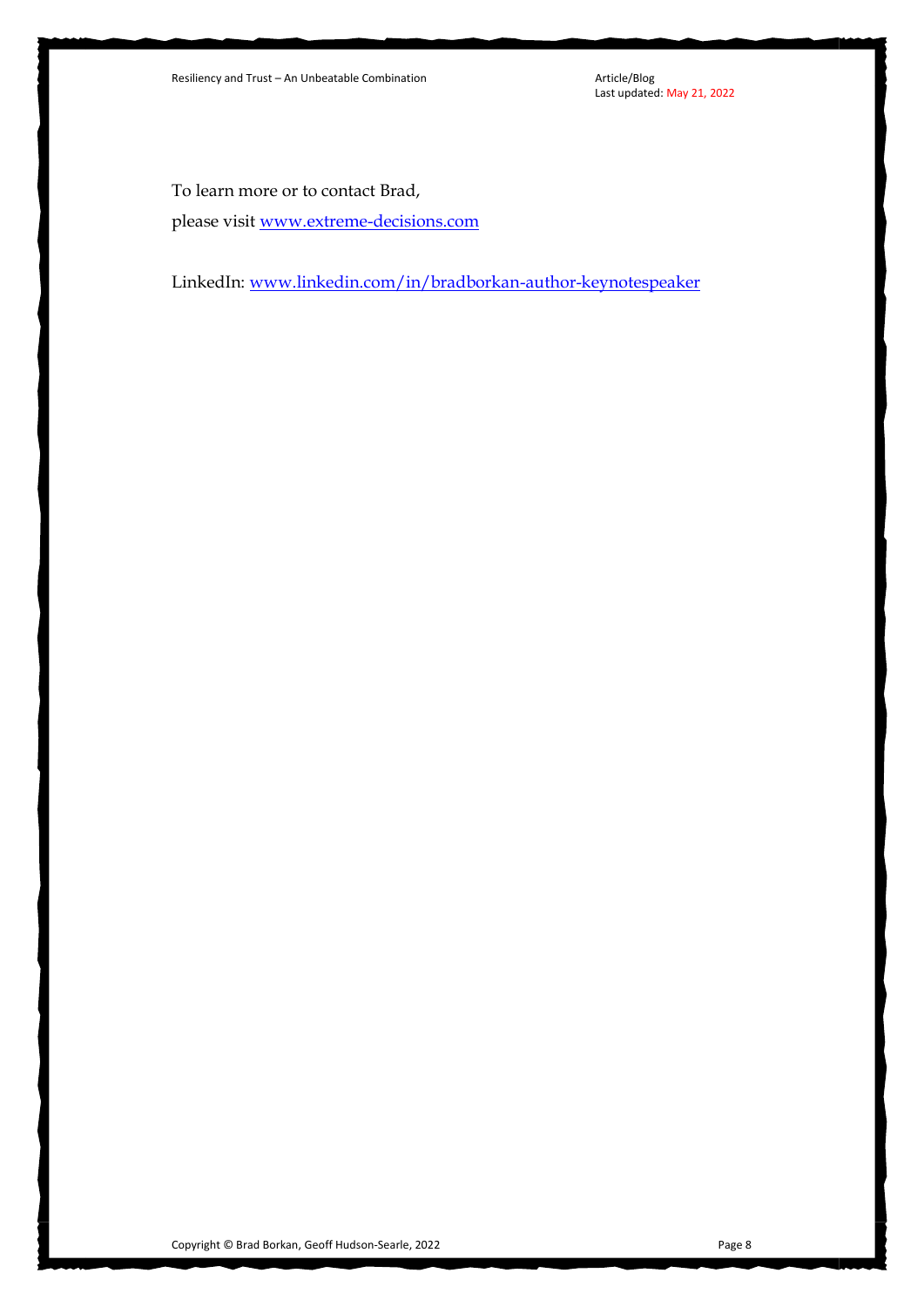To learn more or to contact Brad,

please visit [www.extreme-decisions.com](http://www.extreme-decisions.com)

LinkedIn: [www.linkedin.com/in/bradborkan-author-keynotespeaker](http://www.linkedin.com/in/bradborkan-author-keynotespeaker)